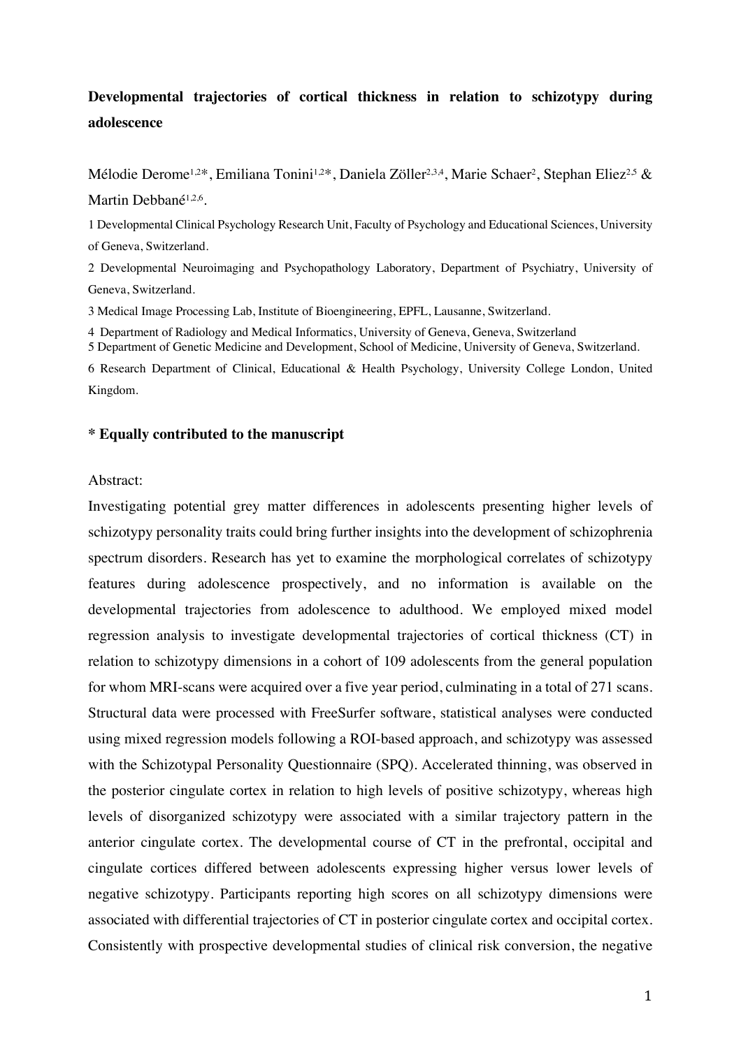# Developmental trajectories of cortical thickness in relation to schizotypy during adolescence

Mélodie Derome[1,2*], Emiliana Tonini[1,2*], Daniela Zöller[2,3,4], Marie Schaer[2], Stephan Eliez[2,5] & Martin Debbané[1,2,6].

1 Developmental Clinical Psychology Research Unit, Faculty of Psychology and Educational Sciences, University of Geneva, Switzerland.

2 Developmental Neuroimaging and Psychopathology Laboratory, Department of Psychiatry, University of Geneva, Switzerland.

3 Medical Image Processing Lab, Institute of Bioengineering, EPFL, Lausanne, Switzerland.

4 Department of Radiology and Medical Informatics, University of Geneva, Geneva, Switzerland

5 Department of Genetic Medicine and Development, School of Medicine, University of Geneva, Switzerland.

6 Research Department of Clinical, Educational & Health Psychology, University College London, United Kingdom.

**\* Equally contributed to the manuscript**

Abstract:

Investigating potential grey matter differences in adolescents presenting higher levels of schizotypy personality traits could bring further insights into the development of schizophrenia spectrum disorders. Research has yet to examine the morphological correlates of schizotypy features during adolescence prospectively, and no information is available on the developmental trajectories from adolescence to adulthood. We employed mixed model regression analysis to investigate developmental trajectories of cortical thickness (CT) in relation to schizotypy dimensions in a cohort of 109 adolescents from the general population for whom MRI-scans were acquired over a five year period, culminating in a total of 271 scans. Structural data were processed with FreeSurfer software, statistical analyses were conducted using mixed regression models following a ROI-based approach, and schizotypy was assessed with the Schizotypal Personality Questionnaire (SPQ). Accelerated thinning, was observed in the posterior cingulate cortex in relation to high levels of positive schizotypy, whereas high levels of disorganized schizotypy were associated with a similar trajectory pattern in the anterior cingulate cortex. The developmental course of CT in the prefrontal, occipital and cingulate cortices differed between adolescents expressing higher versus lower levels of negative schizotypy. Participants reporting high scores on all schizotypy dimensions were associated with differential trajectories of CT in posterior cingulate cortex and occipital cortex. Consistently with prospective developmental studies of clinical risk conversion, the negative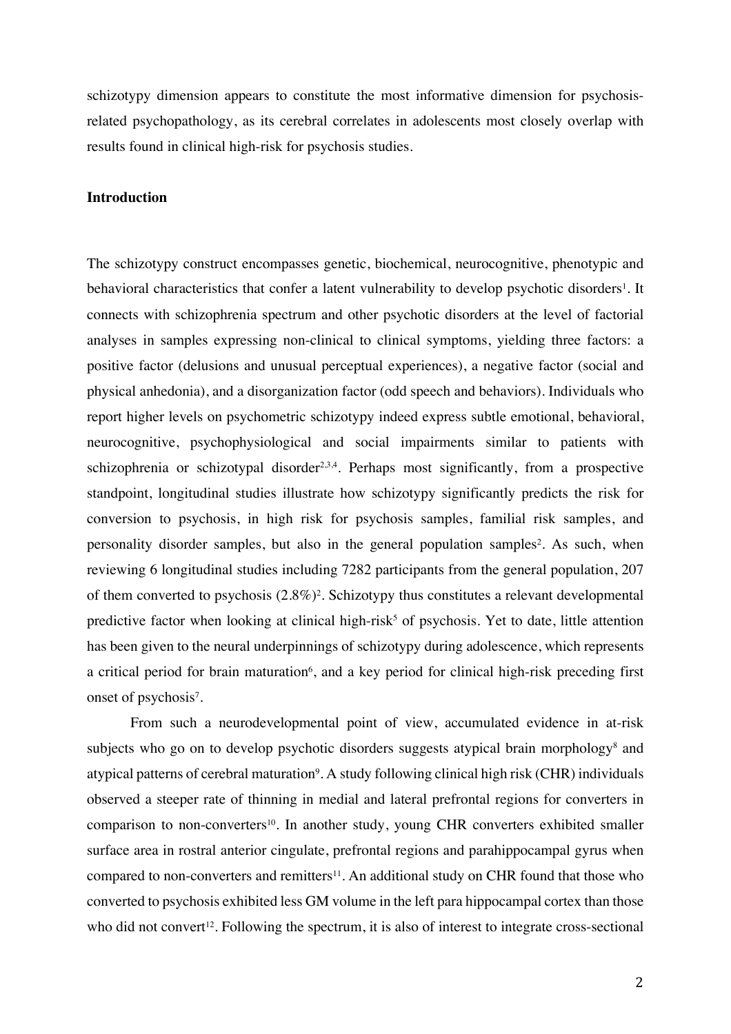schizotypy dimension appears to constitute the most informative dimension for psychosis-related psychopathology, as its cerebral correlates in adolescents most closely overlap with results found in clinical high-risk for psychosis studies.

## Introduction

The schizotypy construct encompasses genetic, biochemical, neurocognitive, phenotypic and behavioral characteristics that confer a latent vulnerability to develop psychotic disorders[1]. It connects with schizophrenia spectrum and other psychotic disorders at the level of factorial analyses in samples expressing non-clinical to clinical symptoms, yielding three factors: a positive factor (delusions and unusual perceptual experiences), a negative factor (social and physical anhedonia), and a disorganization factor (odd speech and behaviors). Individuals who report higher levels on psychometric schizotypy indeed express subtle emotional, behavioral, neurocognitive, psychophysiological and social impairments similar to patients with schizophrenia or schizotypal disorder[2,3,4]. Perhaps most significantly, from a prospective standpoint, longitudinal studies illustrate how schizotypy significantly predicts the risk for conversion to psychosis, in high risk for psychosis samples, familial risk samples, and personality disorder samples, but also in the general population samples[2]. As such, when reviewing 6 longitudinal studies including 7282 participants from the general population, 207 of them converted to psychosis (2.8%)[2]. Schizotypy thus constitutes a relevant developmental predictive factor when looking at clinical high-risk[5] of psychosis. Yet to date, little attention has been given to the neural underpinnings of schizotypy during adolescence, which represents a critical period for brain maturation[6], and a key period for clinical high-risk preceding first onset of psychosis[7].

From such a neurodevelopmental point of view, accumulated evidence in at-risk subjects who go on to develop psychotic disorders suggests atypical brain morphology[8] and atypical patterns of cerebral maturation[9]. A study following clinical high risk (CHR) individuals observed a steeper rate of thinning in medial and lateral prefrontal regions for converters in comparison to non-converters[10]. In another study, young CHR converters exhibited smaller surface area in rostral anterior cingulate, prefrontal regions and parahippocampal gyrus when compared to non-converters and remitters[11]. An additional study on CHR found that those who converted to psychosis exhibited less GM volume in the left para hippocampal cortex than those who did not convert[12]. Following the spectrum, it is also of interest to integrate cross-sectional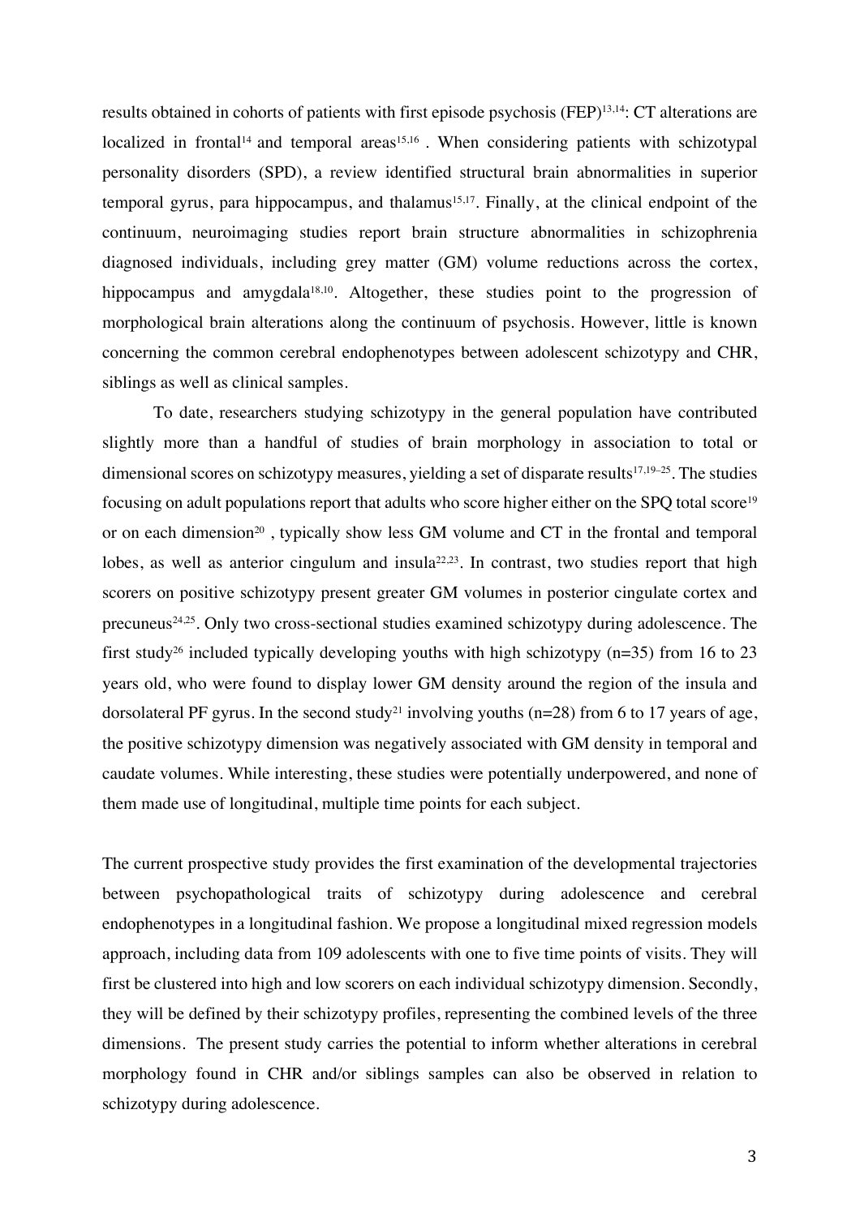results obtained in cohorts of patients with first episode psychosis (FEP)[13,14]: CT alterations are localized in frontal[14] and temporal areas[15,16] . When considering patients with schizotypal personality disorders (SPD), a review identified structural brain abnormalities in superior temporal gyrus, para hippocampus, and thalamus[15,17]. Finally, at the clinical endpoint of the continuum, neuroimaging studies report brain structure abnormalities in schizophrenia diagnosed individuals, including grey matter (GM) volume reductions across the cortex, hippocampus and amygdala[18,10]. Altogether, these studies point to the progression of morphological brain alterations along the continuum of psychosis. However, little is known concerning the common cerebral endophenotypes between adolescent schizotypy and CHR, siblings as well as clinical samples.

To date, researchers studying schizotypy in the general population have contributed slightly more than a handful of studies of brain morphology in association to total or dimensional scores on schizotypy measures, yielding a set of disparate results[17,19–25]. The studies focusing on adult populations report that adults who score higher either on the SPQ total score[19] or on each dimension[20] , typically show less GM volume and CT in the frontal and temporal lobes, as well as anterior cingulum and insula[22,23]. In contrast, two studies report that high scorers on positive schizotypy present greater GM volumes in posterior cingulate cortex and precuneus[24,25]. Only two cross-sectional studies examined schizotypy during adolescence. The first study[26] included typically developing youths with high schizotypy (n=35) from 16 to 23 years old, who were found to display lower GM density around the region of the insula and dorsolateral PF gyrus. In the second study[21] involving youths (n=28) from 6 to 17 years of age, the positive schizotypy dimension was negatively associated with GM density in temporal and caudate volumes. While interesting, these studies were potentially underpowered, and none of them made use of longitudinal, multiple time points for each subject.

The current prospective study provides the first examination of the developmental trajectories between psychopathological traits of schizotypy during adolescence and cerebral endophenotypes in a longitudinal fashion. We propose a longitudinal mixed regression models approach, including data from 109 adolescents with one to five time points of visits. They will first be clustered into high and low scorers on each individual schizotypy dimension. Secondly, they will be defined by their schizotypy profiles, representing the combined levels of the three dimensions. The present study carries the potential to inform whether alterations in cerebral morphology found in CHR and/or siblings samples can also be observed in relation to schizotypy during adolescence.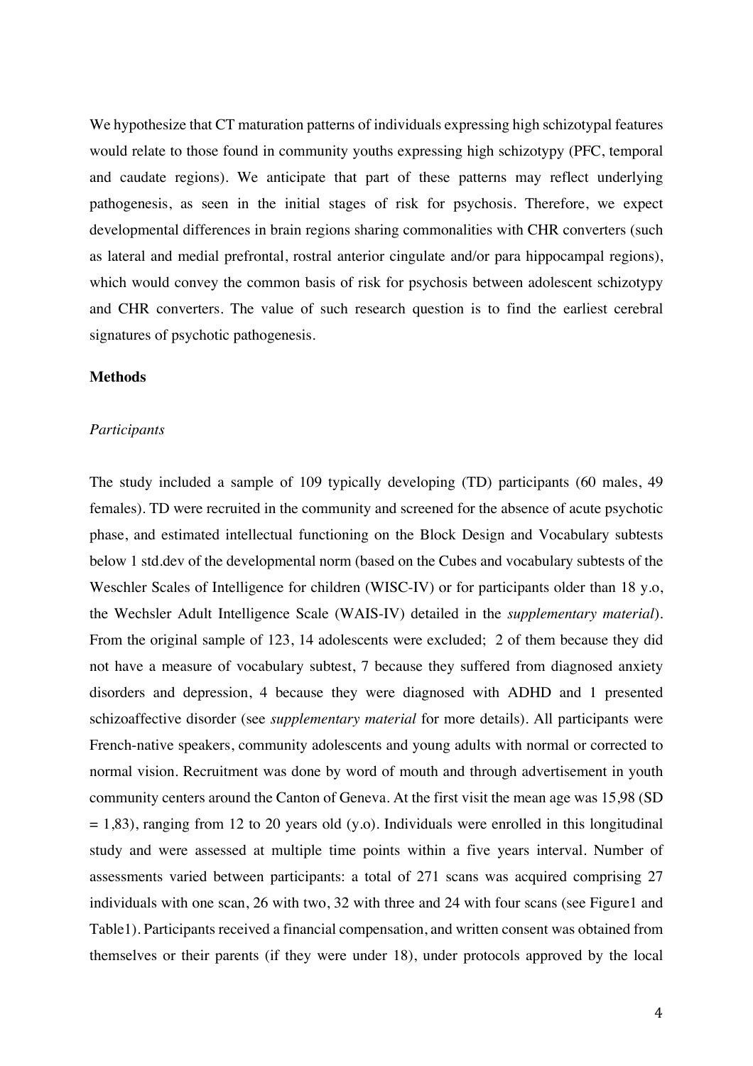We hypothesize that CT maturation patterns of individuals expressing high schizotypal features would relate to those found in community youths expressing high schizotypy (PFC, temporal and caudate regions). We anticipate that part of these patterns may reflect underlying pathogenesis, as seen in the initial stages of risk for psychosis. Therefore, we expect developmental differences in brain regions sharing commonalities with CHR converters (such as lateral and medial prefrontal, rostral anterior cingulate and/or para hippocampal regions), which would convey the common basis of risk for psychosis between adolescent schizotypy and CHR converters. The value of such research question is to find the earliest cerebral signatures of psychotic pathogenesis.

## Methods

### *Participants*

The study included a sample of 109 typically developing (TD) participants (60 males, 49 females). TD were recruited in the community and screened for the absence of acute psychotic phase, and estimated intellectual functioning on the Block Design and Vocabulary subtests below 1 std.dev of the developmental norm (based on the Cubes and vocabulary subtests of the Weschler Scales of Intelligence for children (WISC-IV) or for participants older than 18 y.o, the Wechsler Adult Intelligence Scale (WAIS-IV) detailed in the *supplementary material*). From the original sample of 123, 14 adolescents were excluded; 2 of them because they did not have a measure of vocabulary subtest, 7 because they suffered from diagnosed anxiety disorders and depression, 4 because they were diagnosed with ADHD and 1 presented schizoaffective disorder (see *supplementary material* for more details). All participants were French-native speakers, community adolescents and young adults with normal or corrected to normal vision. Recruitment was done by word of mouth and through advertisement in youth community centers around the Canton of Geneva. At the first visit the mean age was 15,98 (SD = 1,83), ranging from 12 to 20 years old (y.o). Individuals were enrolled in this longitudinal study and were assessed at multiple time points within a five years interval. Number of assessments varied between participants: a total of 271 scans was acquired comprising 27 individuals with one scan, 26 with two, 32 with three and 24 with four scans (see Figure1 and Table1). Participants received a financial compensation, and written consent was obtained from themselves or their parents (if they were under 18), under protocols approved by the local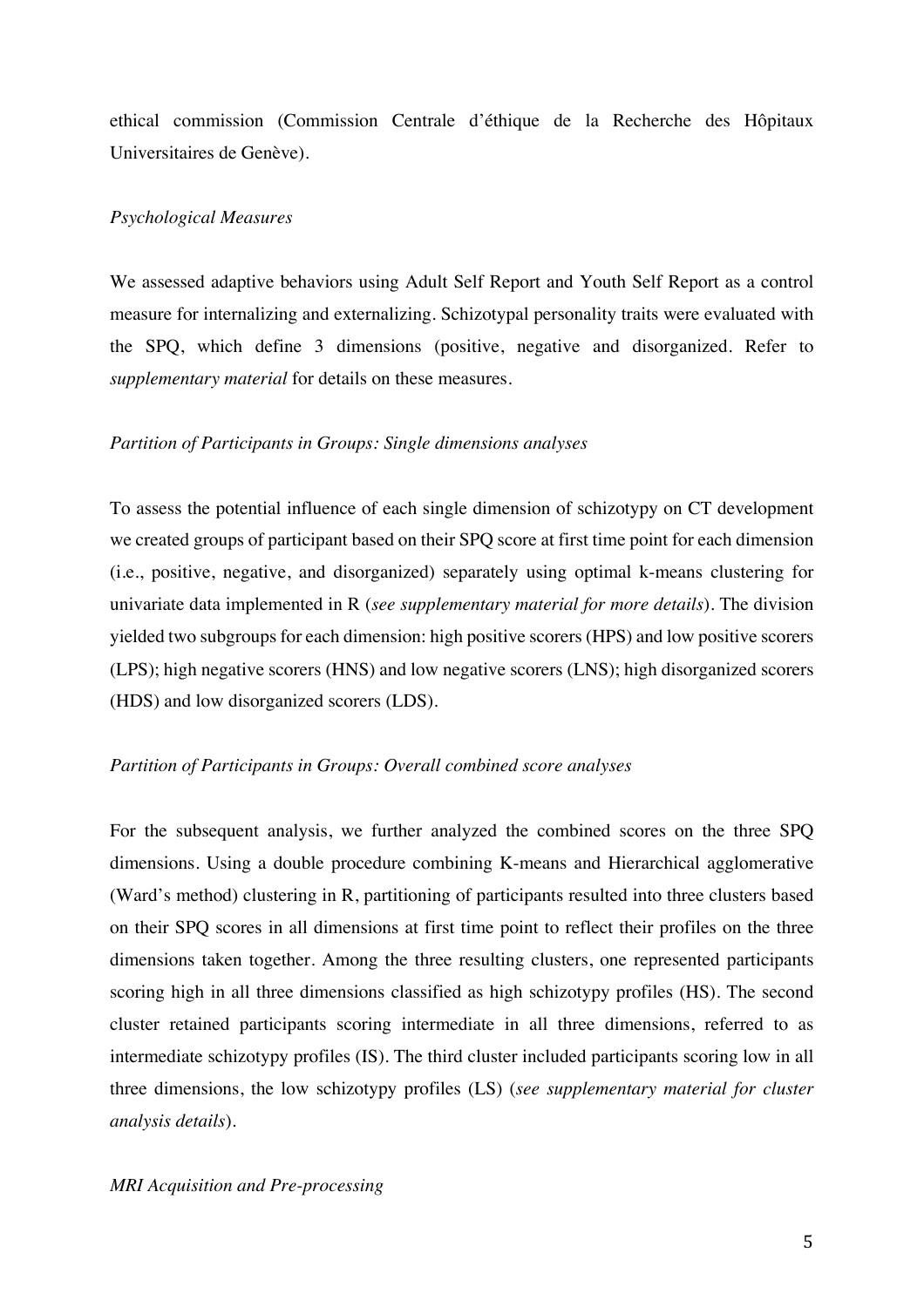ethical commission (Commission Centrale d'éthique de la Recherche des Hôpitaux Universitaires de Genève).

*Psychological Measures*

We assessed adaptive behaviors using Adult Self Report and Youth Self Report as a control measure for internalizing and externalizing. Schizotypal personality traits were evaluated with the SPQ, which define 3 dimensions (positive, negative and disorganized. Refer to *supplementary material* for details on these measures.

*Partition of Participants in Groups: Single dimensions analyses*

To assess the potential influence of each single dimension of schizotypy on CT development we created groups of participant based on their SPQ score at first time point for each dimension (i.e., positive, negative, and disorganized) separately using optimal k-means clustering for univariate data implemented in R (*see supplementary material for more details*). The division yielded two subgroups for each dimension: high positive scorers (HPS) and low positive scorers (LPS); high negative scorers (HNS) and low negative scorers (LNS); high disorganized scorers (HDS) and low disorganized scorers (LDS).

*Partition of Participants in Groups: Overall combined score analyses*

For the subsequent analysis, we further analyzed the combined scores on the three SPQ dimensions. Using a double procedure combining K-means and Hierarchical agglomerative (Ward's method) clustering in R, partitioning of participants resulted into three clusters based on their SPQ scores in all dimensions at first time point to reflect their profiles on the three dimensions taken together. Among the three resulting clusters, one represented participants scoring high in all three dimensions classified as high schizotypy profiles (HS). The second cluster retained participants scoring intermediate in all three dimensions, referred to as intermediate schizotypy profiles (IS). The third cluster included participants scoring low in all three dimensions, the low schizotypy profiles (LS) (*see supplementary material for cluster analysis details*).

*MRI Acquisition and Pre-processing*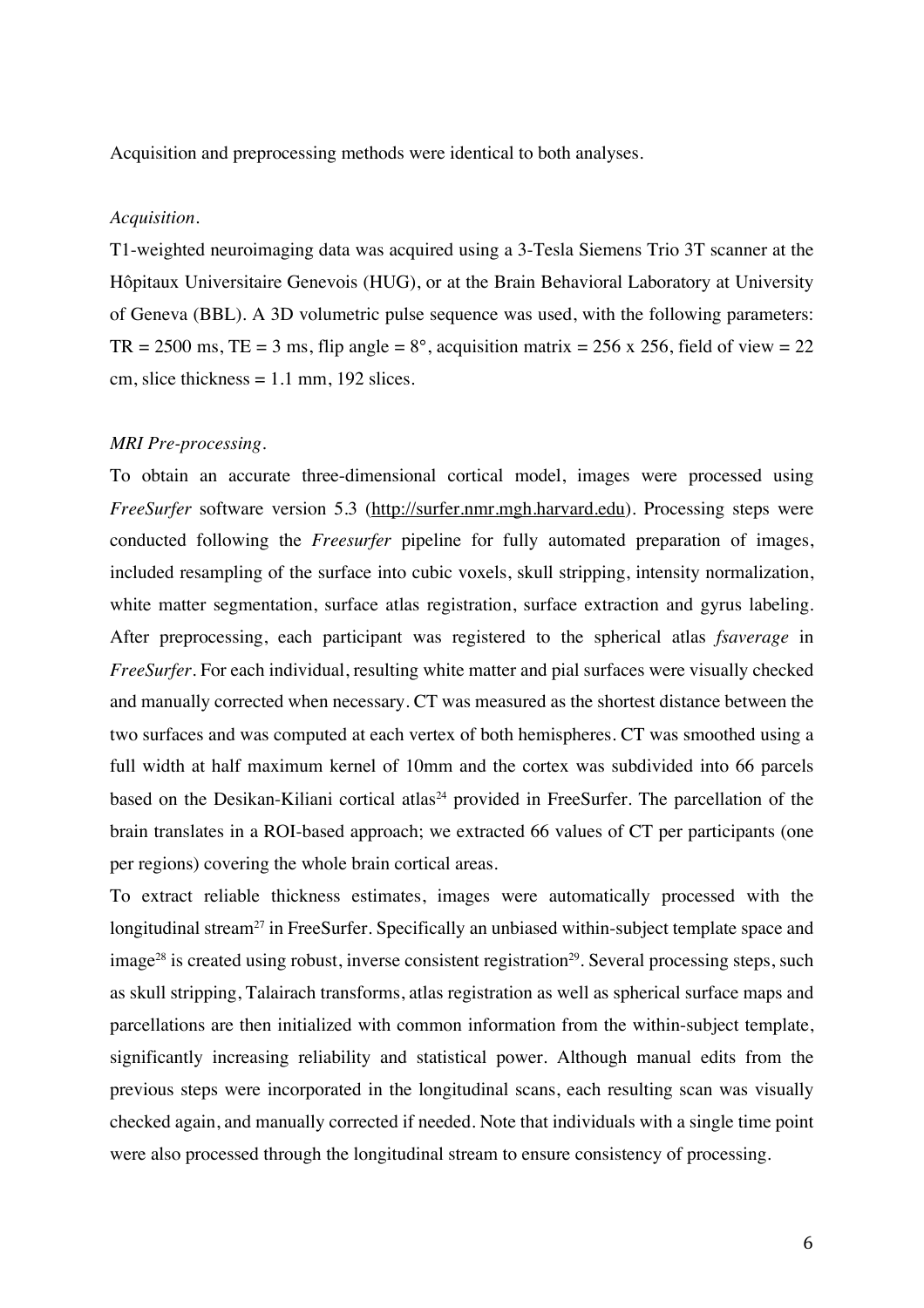Acquisition and preprocessing methods were identical to both analyses.

*Acquisition.*

T1-weighted neuroimaging data was acquired using a 3-Tesla Siemens Trio 3T scanner at the Hôpitaux Universitaire Genevois (HUG), or at the Brain Behavioral Laboratory at University of Geneva (BBL). A 3D volumetric pulse sequence was used, with the following parameters: TR = 2500 ms, TE = 3 ms, flip angle = 8°, acquisition matrix = 256 x 256, field of view = 22 cm, slice thickness = 1.1 mm, 192 slices.

*MRI Pre-processing.*

To obtain an accurate three-dimensional cortical model, images were processed using *FreeSurfer* software version 5.3 (http://surfer.nmr.mgh.harvard.edu). Processing steps were conducted following the *Freesurfer* pipeline for fully automated preparation of images, included resampling of the surface into cubic voxels, skull stripping, intensity normalization, white matter segmentation, surface atlas registration, surface extraction and gyrus labeling. After preprocessing, each participant was registered to the spherical atlas *fsaverage* in *FreeSurfer*. For each individual, resulting white matter and pial surfaces were visually checked and manually corrected when necessary. CT was measured as the shortest distance between the two surfaces and was computed at each vertex of both hemispheres. CT was smoothed using a full width at half maximum kernel of 10mm and the cortex was subdivided into 66 parcels based on the Desikan-Kiliani cortical atlas[24] provided in FreeSurfer. The parcellation of the brain translates in a ROI-based approach; we extracted 66 values of CT per participants (one per regions) covering the whole brain cortical areas.

To extract reliable thickness estimates, images were automatically processed with the longitudinal stream[27] in FreeSurfer. Specifically an unbiased within-subject template space and image[28] is created using robust, inverse consistent registration[29]. Several processing steps, such as skull stripping, Talairach transforms, atlas registration as well as spherical surface maps and parcellations are then initialized with common information from the within-subject template, significantly increasing reliability and statistical power. Although manual edits from the previous steps were incorporated in the longitudinal scans, each resulting scan was visually checked again, and manually corrected if needed. Note that individuals with a single time point were also processed through the longitudinal stream to ensure consistency of processing.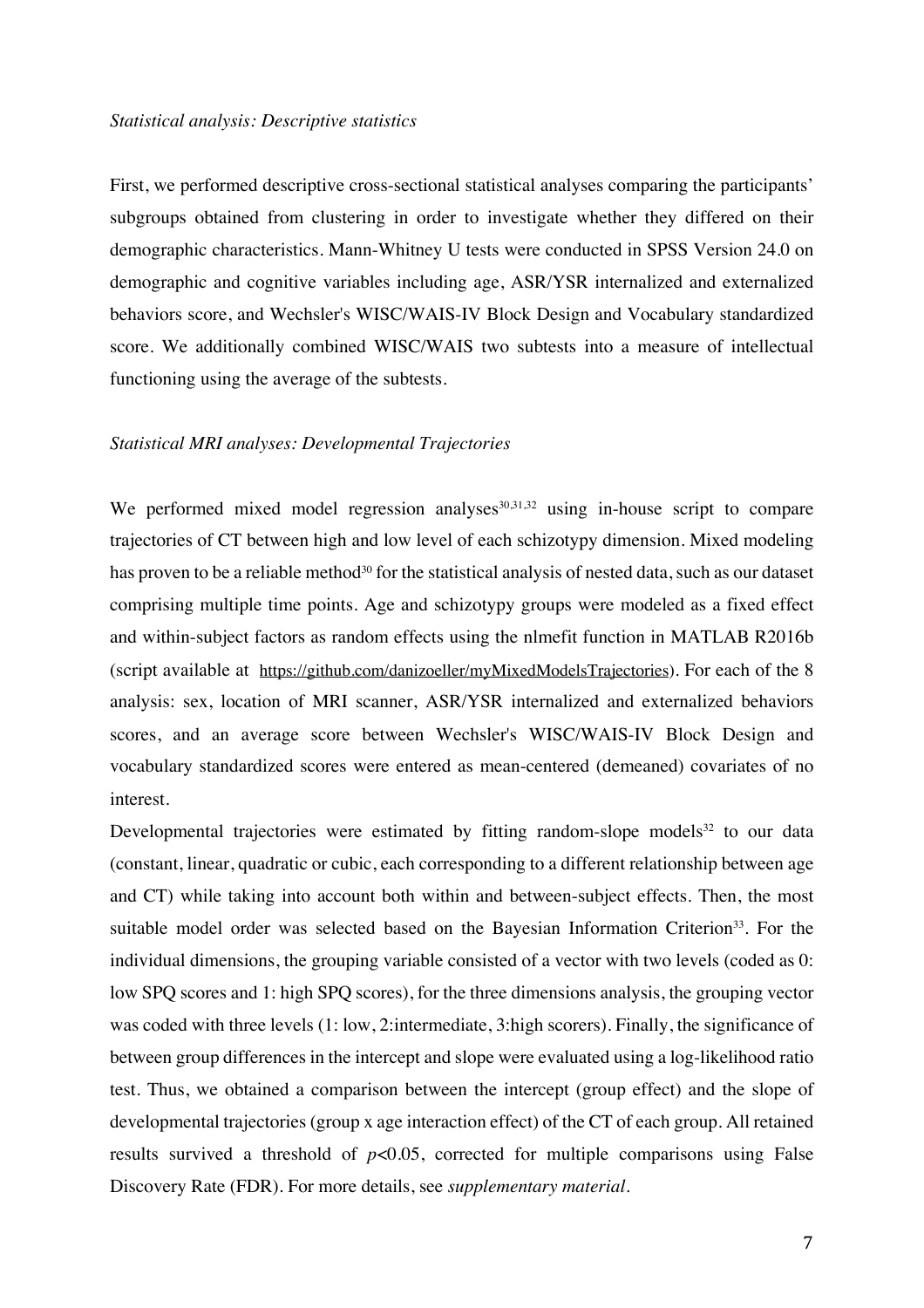*Statistical analysis: Descriptive statistics*

First, we performed descriptive cross-sectional statistical analyses comparing the participants' subgroups obtained from clustering in order to investigate whether they differed on their demographic characteristics. Mann-Whitney U tests were conducted in SPSS Version 24.0 on demographic and cognitive variables including age, ASR/YSR internalized and externalized behaviors score, and Wechsler's WISC/WAIS-IV Block Design and Vocabulary standardized score. We additionally combined WISC/WAIS two subtests into a measure of intellectual functioning using the average of the subtests.

*Statistical MRI analyses: Developmental Trajectories*

We performed mixed model regression analyses[30,31,32] using in-house script to compare trajectories of CT between high and low level of each schizotypy dimension. Mixed modeling has proven to be a reliable method[30] for the statistical analysis of nested data, such as our dataset comprising multiple time points. Age and schizotypy groups were modeled as a fixed effect and within-subject factors as random effects using the nlmefit function in MATLAB R2016b (script available at https://github.com/danizoeller/myMixedModelsTrajectories). For each of the 8 analysis: sex, location of MRI scanner, ASR/YSR internalized and externalized behaviors scores, and an average score between Wechsler's WISC/WAIS-IV Block Design and vocabulary standardized scores were entered as mean-centered (demeaned) covariates of no interest.

Developmental trajectories were estimated by fitting random-slope models[32] to our data (constant, linear, quadratic or cubic, each corresponding to a different relationship between age and CT) while taking into account both within and between-subject effects. Then, the most suitable model order was selected based on the Bayesian Information Criterion[33]. For the individual dimensions, the grouping variable consisted of a vector with two levels (coded as 0: low SPQ scores and 1: high SPQ scores), for the three dimensions analysis, the grouping vector was coded with three levels (1: low, 2:intermediate, 3:high scorers). Finally, the significance of between group differences in the intercept and slope were evaluated using a log-likelihood ratio test. Thus, we obtained a comparison between the intercept (group effect) and the slope of developmental trajectories (group x age interaction effect) of the CT of each group. All retained results survived a threshold of $p<0.05$, corrected for multiple comparisons using False Discovery Rate (FDR). For more details, see *supplementary material*.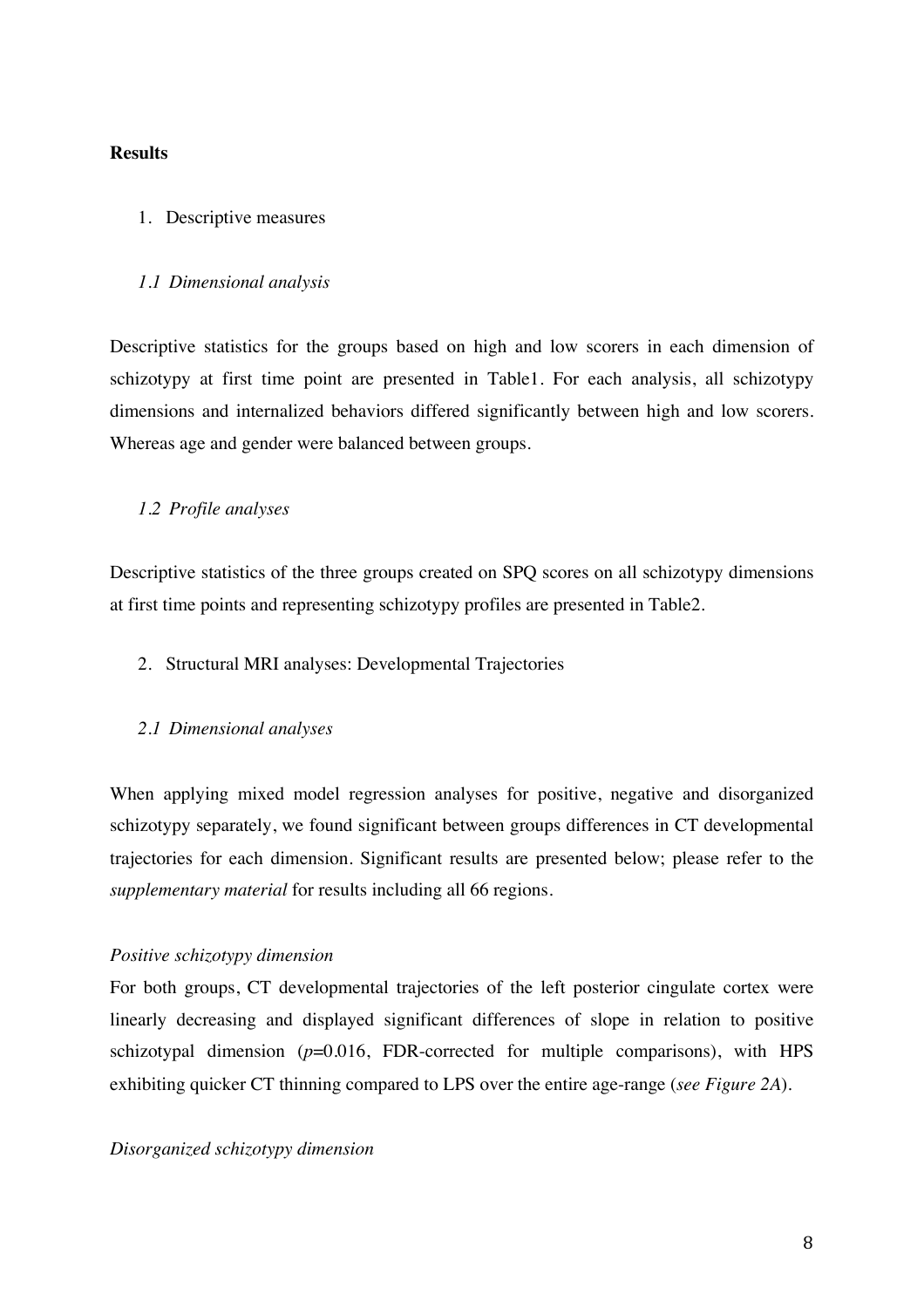## Results

1. Descriptive measures

### *1.1 Dimensional analysis*

Descriptive statistics for the groups based on high and low scorers in each dimension of schizotypy at first time point are presented in Table1. For each analysis, all schizotypy dimensions and internalized behaviors differed significantly between high and low scorers. Whereas age and gender were balanced between groups.

### *1.2 Profile analyses*

Descriptive statistics of the three groups created on SPQ scores on all schizotypy dimensions at first time points and representing schizotypy profiles are presented in Table2.

2. Structural MRI analyses: Developmental Trajectories

### *2.1 Dimensional analyses*

When applying mixed model regression analyses for positive, negative and disorganized schizotypy separately, we found significant between groups differences in CT developmental trajectories for each dimension. Significant results are presented below; please refer to the *supplementary material* for results including all 66 regions.

*Positive schizotypy dimension*

For both groups, CT developmental trajectories of the left posterior cingulate cortex were linearly decreasing and displayed significant differences of slope in relation to positive schizotypal dimension ($p$=0.016, FDR-corrected for multiple comparisons), with HPS exhibiting quicker CT thinning compared to LPS over the entire age-range (*see Figure 2A*).

*Disorganized schizotypy dimension*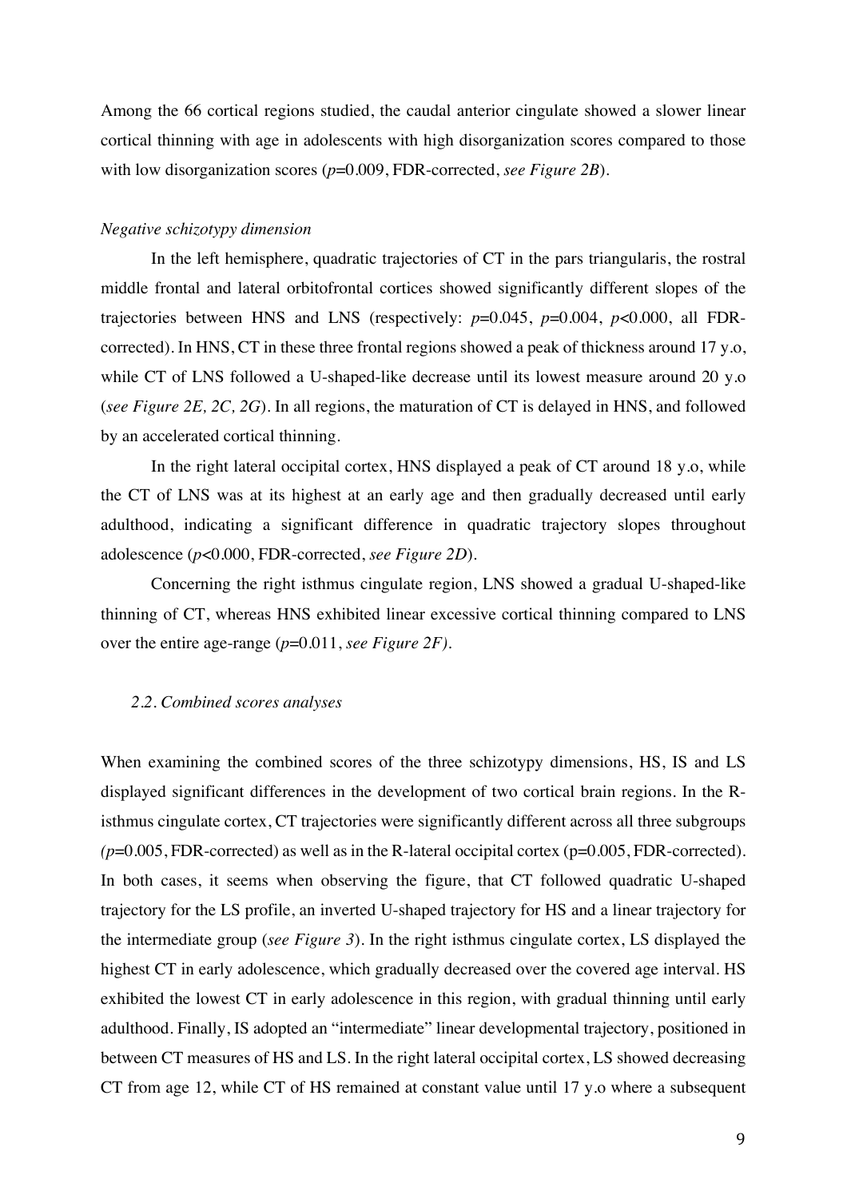Among the 66 cortical regions studied, the caudal anterior cingulate showed a slower linear cortical thinning with age in adolescents with high disorganization scores compared to those with low disorganization scores ($p$=0.009, FDR-corrected, *see Figure 2B*).

*Negative schizotypy dimension*

In the left hemisphere, quadratic trajectories of CT in the pars triangularis, the rostral middle frontal and lateral orbitofrontal cortices showed significantly different slopes of the trajectories between HNS and LNS (respectively: $p$=0.045, $p$=0.004, $p$<0.000, all FDR-corrected). In HNS, CT in these three frontal regions showed a peak of thickness around 17 y.o, while CT of LNS followed a U-shaped-like decrease until its lowest measure around 20 y.o (*see Figure 2E, 2C, 2G*). In all regions, the maturation of CT is delayed in HNS, and followed by an accelerated cortical thinning.

In the right lateral occipital cortex, HNS displayed a peak of CT around 18 y.o, while the CT of LNS was at its highest at an early age and then gradually decreased until early adulthood, indicating a significant difference in quadratic trajectory slopes throughout adolescence ($p$<0.000, FDR-corrected, *see Figure 2D*).

Concerning the right isthmus cingulate region, LNS showed a gradual U-shaped-like thinning of CT, whereas HNS exhibited linear excessive cortical thinning compared to LNS over the entire age-range ($p$=0.011, *see Figure 2F)*.

*2.2. Combined scores analyses*

When examining the combined scores of the three schizotypy dimensions, HS, IS and LS displayed significant differences in the development of two cortical brain regions. In the R-isthmus cingulate cortex, CT trajectories were significantly different across all three subgroups *(p*=0.005, FDR-corrected) as well as in the R-lateral occipital cortex (p=0.005, FDR-corrected). In both cases, it seems when observing the figure, that CT followed quadratic U-shaped trajectory for the LS profile, an inverted U-shaped trajectory for HS and a linear trajectory for the intermediate group (*see Figure 3*). In the right isthmus cingulate cortex, LS displayed the highest CT in early adolescence, which gradually decreased over the covered age interval. HS exhibited the lowest CT in early adolescence in this region, with gradual thinning until early adulthood. Finally, IS adopted an "intermediate" linear developmental trajectory, positioned in between CT measures of HS and LS. In the right lateral occipital cortex, LS showed decreasing CT from age 12, while CT of HS remained at constant value until 17 y.o where a subsequent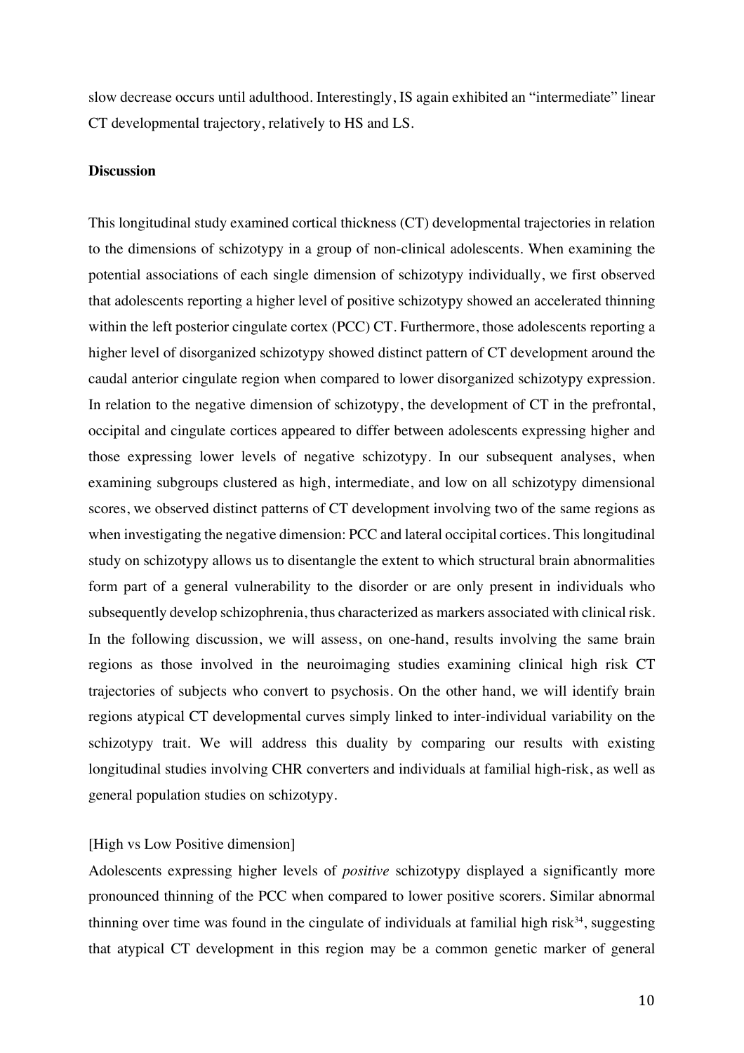slow decrease occurs until adulthood. Interestingly, IS again exhibited an "intermediate" linear CT developmental trajectory, relatively to HS and LS.

**Discussion**

This longitudinal study examined cortical thickness (CT) developmental trajectories in relation to the dimensions of schizotypy in a group of non-clinical adolescents. When examining the potential associations of each single dimension of schizotypy individually, we first observed that adolescents reporting a higher level of positive schizotypy showed an accelerated thinning within the left posterior cingulate cortex (PCC) CT. Furthermore, those adolescents reporting a higher level of disorganized schizotypy showed distinct pattern of CT development around the caudal anterior cingulate region when compared to lower disorganized schizotypy expression. In relation to the negative dimension of schizotypy, the development of CT in the prefrontal, occipital and cingulate cortices appeared to differ between adolescents expressing higher and those expressing lower levels of negative schizotypy. In our subsequent analyses, when examining subgroups clustered as high, intermediate, and low on all schizotypy dimensional scores, we observed distinct patterns of CT development involving two of the same regions as when investigating the negative dimension: PCC and lateral occipital cortices. This longitudinal study on schizotypy allows us to disentangle the extent to which structural brain abnormalities form part of a general vulnerability to the disorder or are only present in individuals who subsequently develop schizophrenia, thus characterized as markers associated with clinical risk. In the following discussion, we will assess, on one-hand, results involving the same brain regions as those involved in the neuroimaging studies examining clinical high risk CT trajectories of subjects who convert to psychosis. On the other hand, we will identify brain regions atypical CT developmental curves simply linked to inter-individual variability on the schizotypy trait. We will address this duality by comparing our results with existing longitudinal studies involving CHR converters and individuals at familial high-risk, as well as general population studies on schizotypy.

[High vs Low Positive dimension]

Adolescents expressing higher levels of *positive* schizotypy displayed a significantly more pronounced thinning of the PCC when compared to lower positive scorers. Similar abnormal thinning over time was found in the cingulate of individuals at familial high risk[34], suggesting that atypical CT development in this region may be a common genetic marker of general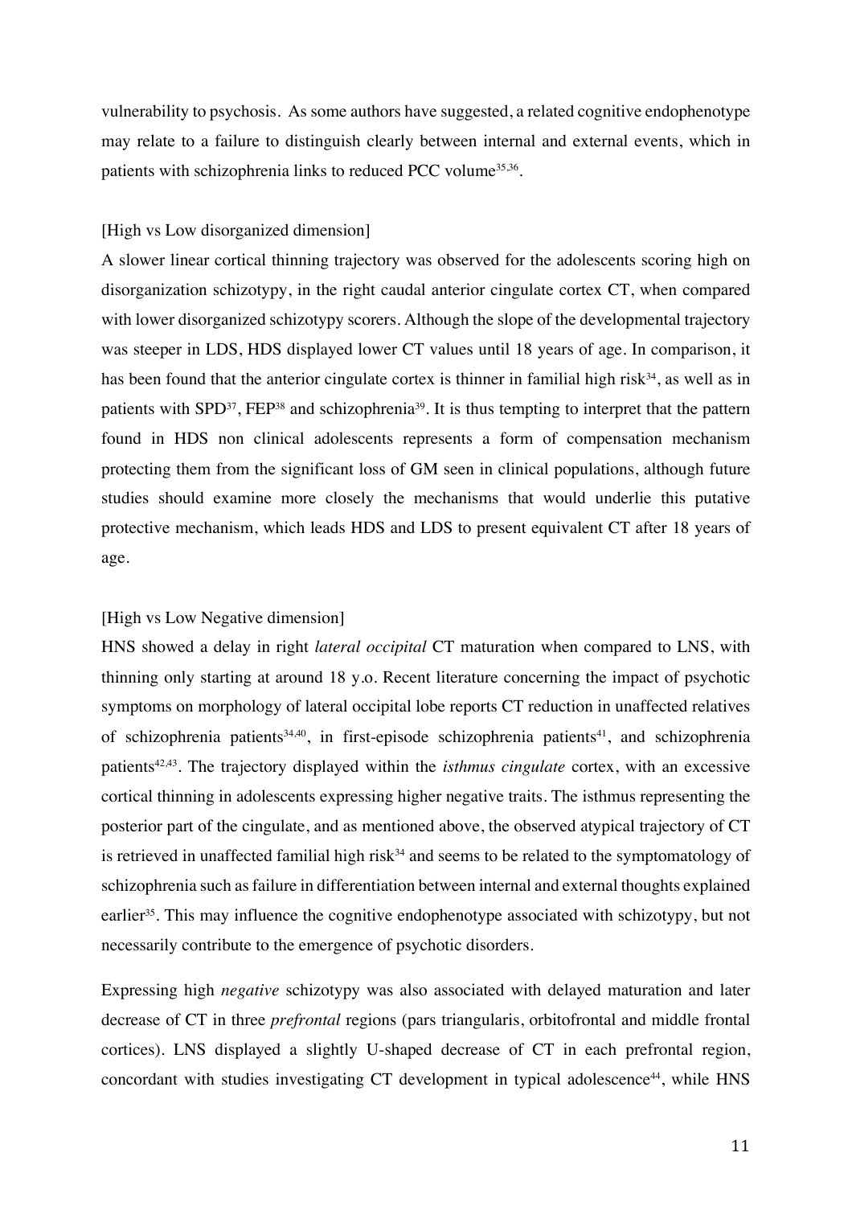vulnerability to psychosis. As some authors have suggested, a related cognitive endophenotype may relate to a failure to distinguish clearly between internal and external events, which in patients with schizophrenia links to reduced PCC volume[35,36].

[High vs Low disorganized dimension]

A slower linear cortical thinning trajectory was observed for the adolescents scoring high on disorganization schizotypy, in the right caudal anterior cingulate cortex CT, when compared with lower disorganized schizotypy scorers. Although the slope of the developmental trajectory was steeper in LDS, HDS displayed lower CT values until 18 years of age. In comparison, it has been found that the anterior cingulate cortex is thinner in familial high risk[34], as well as in patients with SPD[37], FEP[38] and schizophrenia[39]. It is thus tempting to interpret that the pattern found in HDS non clinical adolescents represents a form of compensation mechanism protecting them from the significant loss of GM seen in clinical populations, although future studies should examine more closely the mechanisms that would underlie this putative protective mechanism, which leads HDS and LDS to present equivalent CT after 18 years of age.

[High vs Low Negative dimension]

HNS showed a delay in right *lateral occipital* CT maturation when compared to LNS, with thinning only starting at around 18 y.o. Recent literature concerning the impact of psychotic symptoms on morphology of lateral occipital lobe reports CT reduction in unaffected relatives of schizophrenia patients[34,40], in first-episode schizophrenia patients[41], and schizophrenia patients[42,43]. The trajectory displayed within the *isthmus cingulate* cortex, with an excessive cortical thinning in adolescents expressing higher negative traits. The isthmus representing the posterior part of the cingulate, and as mentioned above, the observed atypical trajectory of CT is retrieved in unaffected familial high risk[34] and seems to be related to the symptomatology of schizophrenia such as failure in differentiation between internal and external thoughts explained earlier[35]. This may influence the cognitive endophenotype associated with schizotypy, but not necessarily contribute to the emergence of psychotic disorders.

Expressing high *negative* schizotypy was also associated with delayed maturation and later decrease of CT in three *prefrontal* regions (pars triangularis, orbitofrontal and middle frontal cortices). LNS displayed a slightly U-shaped decrease of CT in each prefrontal region, concordant with studies investigating CT development in typical adolescence[44], while HNS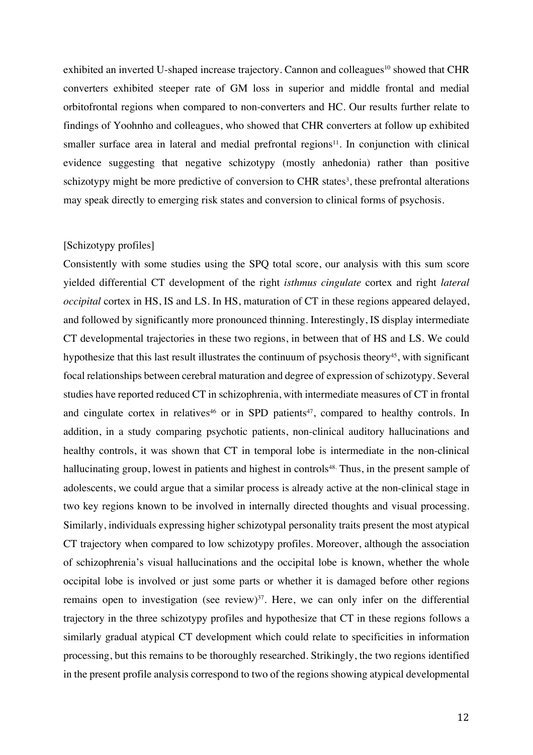exhibited an inverted U-shaped increase trajectory. Cannon and colleagues[10] showed that CHR converters exhibited steeper rate of GM loss in superior and middle frontal and medial orbitofrontal regions when compared to non-converters and HC. Our results further relate to findings of Yoohnho and colleagues, who showed that CHR converters at follow up exhibited smaller surface area in lateral and medial prefrontal regions[11]. In conjunction with clinical evidence suggesting that negative schizotypy (mostly anhedonia) rather than positive schizotypy might be more predictive of conversion to CHR states[3], these prefrontal alterations may speak directly to emerging risk states and conversion to clinical forms of psychosis.

[Schizotypy profiles]

Consistently with some studies using the SPQ total score, our analysis with this sum score yielded differential CT development of the right *isthmus cingulate* cortex and right *lateral occipital* cortex in HS, IS and LS. In HS, maturation of CT in these regions appeared delayed, and followed by significantly more pronounced thinning. Interestingly, IS display intermediate CT developmental trajectories in these two regions, in between that of HS and LS. We could hypothesize that this last result illustrates the continuum of psychosis theory[45], with significant focal relationships between cerebral maturation and degree of expression of schizotypy. Several studies have reported reduced CT in schizophrenia, with intermediate measures of CT in frontal and cingulate cortex in relatives[46] or in SPD patients[47], compared to healthy controls. In addition, in a study comparing psychotic patients, non-clinical auditory hallucinations and healthy controls, it was shown that CT in temporal lobe is intermediate in the non-clinical hallucinating group, lowest in patients and highest in controls[48]. Thus, in the present sample of adolescents, we could argue that a similar process is already active at the non-clinical stage in two key regions known to be involved in internally directed thoughts and visual processing. Similarly, individuals expressing higher schizotypal personality traits present the most atypical CT trajectory when compared to low schizotypy profiles. Moreover, although the association of schizophrenia's visual hallucinations and the occipital lobe is known, whether the whole occipital lobe is involved or just some parts or whether it is damaged before other regions remains open to investigation (see review)[37]. Here, we can only infer on the differential trajectory in the three schizotypy profiles and hypothesize that CT in these regions follows a similarly gradual atypical CT development which could relate to specificities in information processing, but this remains to be thoroughly researched. Strikingly, the two regions identified in the present profile analysis correspond to two of the regions showing atypical developmental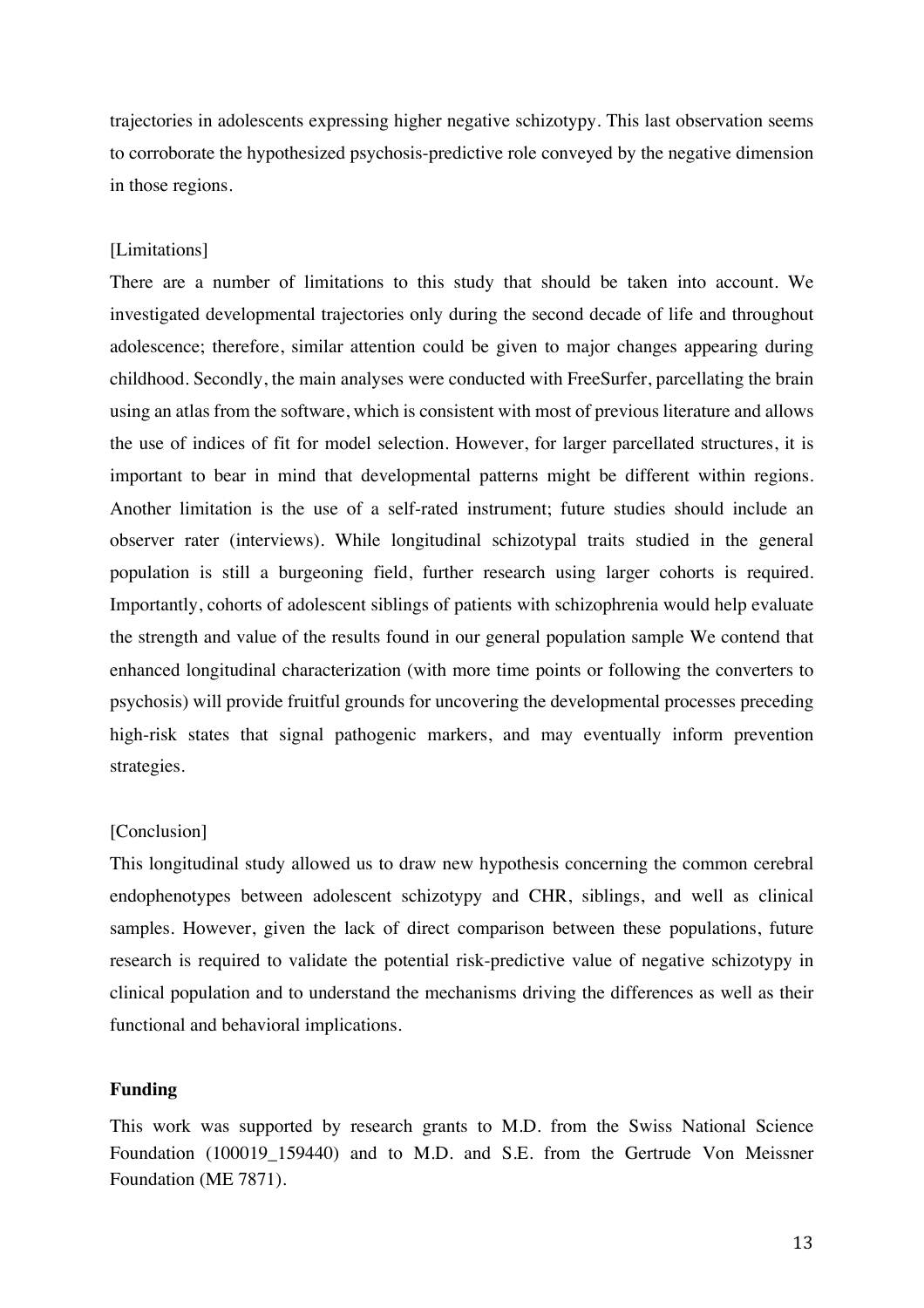trajectories in adolescents expressing higher negative schizotypy. This last observation seems to corroborate the hypothesized psychosis-predictive role conveyed by the negative dimension in those regions.

[Limitations]

There are a number of limitations to this study that should be taken into account. We investigated developmental trajectories only during the second decade of life and throughout adolescence; therefore, similar attention could be given to major changes appearing during childhood. Secondly, the main analyses were conducted with FreeSurfer, parcellating the brain using an atlas from the software, which is consistent with most of previous literature and allows the use of indices of fit for model selection. However, for larger parcellated structures, it is important to bear in mind that developmental patterns might be different within regions. Another limitation is the use of a self-rated instrument; future studies should include an observer rater (interviews). While longitudinal schizotypal traits studied in the general population is still a burgeoning field, further research using larger cohorts is required. Importantly, cohorts of adolescent siblings of patients with schizophrenia would help evaluate the strength and value of the results found in our general population sample We contend that enhanced longitudinal characterization (with more time points or following the converters to psychosis) will provide fruitful grounds for uncovering the developmental processes preceding high-risk states that signal pathogenic markers, and may eventually inform prevention strategies.

[Conclusion]

This longitudinal study allowed us to draw new hypothesis concerning the common cerebral endophenotypes between adolescent schizotypy and CHR, siblings, and well as clinical samples. However, given the lack of direct comparison between these populations, future research is required to validate the potential risk-predictive value of negative schizotypy in clinical population and to understand the mechanisms driving the differences as well as their functional and behavioral implications.

**Funding**

This work was supported by research grants to M.D. from the Swiss National Science Foundation (100019_159440) and to M.D. and S.E. from the Gertrude Von Meissner Foundation (ME 7871).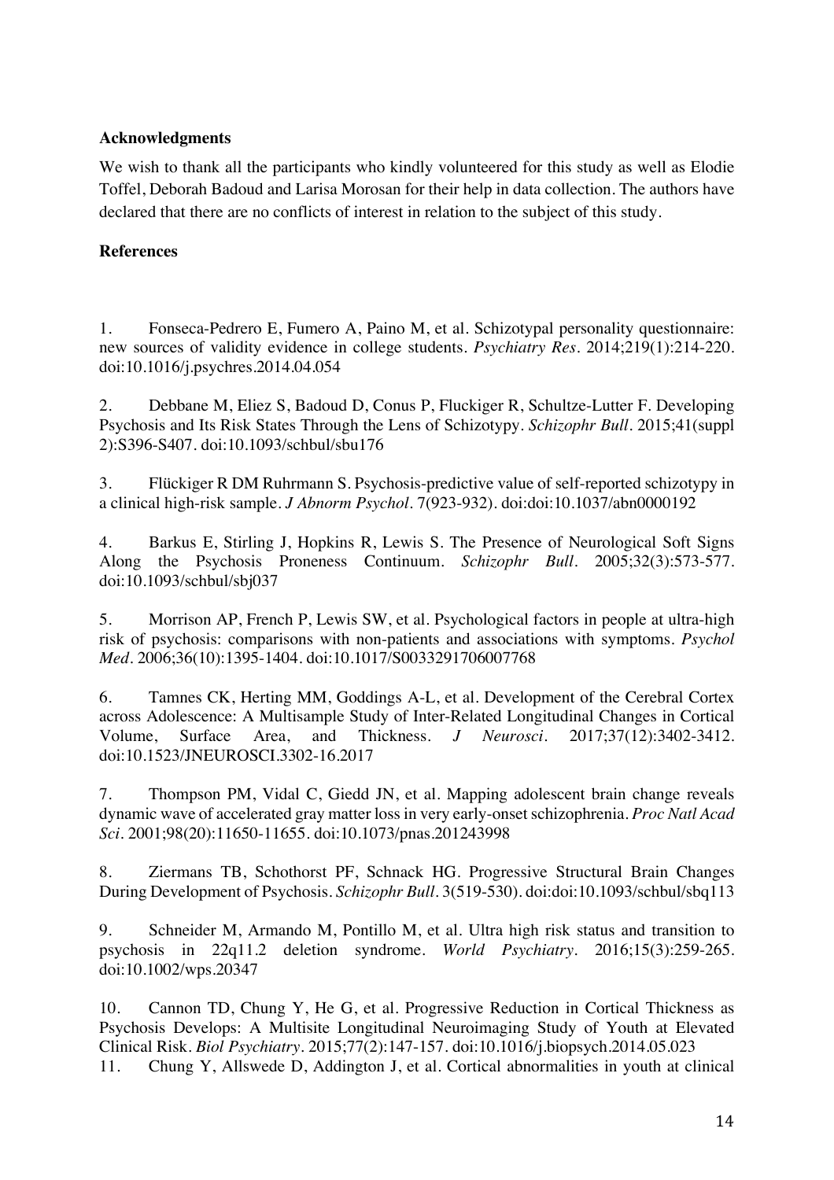**Acknowledgments**

We wish to thank all the participants who kindly volunteered for this study as well as Elodie Toffel, Deborah Badoud and Larisa Morosan for their help in data collection. The authors have declared that there are no conflicts of interest in relation to the subject of this study.

**References**

1. Fonseca-Pedrero E, Fumero A, Paino M, et al. Schizotypal personality questionnaire: new sources of validity evidence in college students. *Psychiatry Res*. 2014;219(1):214-220. doi:10.1016/j.psychres.2014.04.054

2. Debbane M, Eliez S, Badoud D, Conus P, Fluckiger R, Schultze-Lutter F. Developing Psychosis and Its Risk States Through the Lens of Schizotypy. *Schizophr Bull*. 2015;41(suppl 2):S396-S407. doi:10.1093/schbul/sbu176

3. Flückiger R DM Ruhrmann S. Psychosis-predictive value of self-reported schizotypy in a clinical high-risk sample. *J Abnorm Psychol*. 7(923-932). doi:doi:10.1037/abn0000192

4. Barkus E, Stirling J, Hopkins R, Lewis S. The Presence of Neurological Soft Signs Along the Psychosis Proneness Continuum. *Schizophr Bull*. 2005;32(3):573-577. doi:10.1093/schbul/sbj037

5. Morrison AP, French P, Lewis SW, et al. Psychological factors in people at ultra-high risk of psychosis: comparisons with non-patients and associations with symptoms. *Psychol Med*. 2006;36(10):1395-1404. doi:10.1017/S0033291706007768

6. Tamnes CK, Herting MM, Goddings A-L, et al. Development of the Cerebral Cortex across Adolescence: A Multisample Study of Inter-Related Longitudinal Changes in Cortical Volume, Surface Area, and Thickness. *J Neurosci*. 2017;37(12):3402-3412. doi:10.1523/JNEUROSCI.3302-16.2017

7. Thompson PM, Vidal C, Giedd JN, et al. Mapping adolescent brain change reveals dynamic wave of accelerated gray matter loss in very early-onset schizophrenia. *Proc Natl Acad Sci*. 2001;98(20):11650-11655. doi:10.1073/pnas.201243998

8. Ziermans TB, Schothorst PF, Schnack HG. Progressive Structural Brain Changes During Development of Psychosis. *Schizophr Bull*. 3(519-530). doi:doi:10.1093/schbul/sbq113

9. Schneider M, Armando M, Pontillo M, et al. Ultra high risk status and transition to psychosis in 22q11.2 deletion syndrome. *World Psychiatry*. 2016;15(3):259-265. doi:10.1002/wps.20347

10. Cannon TD, Chung Y, He G, et al. Progressive Reduction in Cortical Thickness as Psychosis Develops: A Multisite Longitudinal Neuroimaging Study of Youth at Elevated Clinical Risk. *Biol Psychiatry*. 2015;77(2):147-157. doi:10.1016/j.biopsych.2014.05.023

11. Chung Y, Allswede D, Addington J, et al. Cortical abnormalities in youth at clinical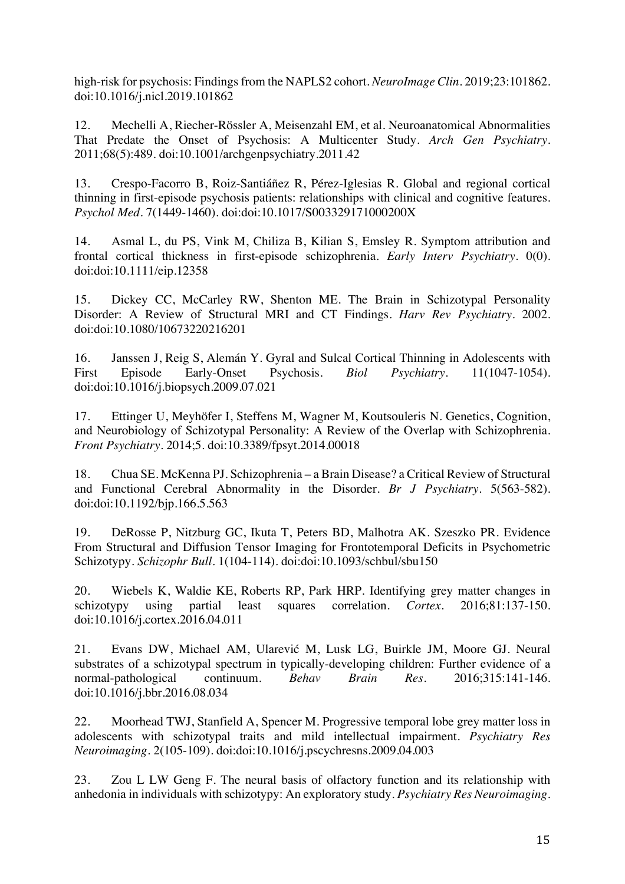high-risk for psychosis: Findings from the NAPLS2 cohort. *NeuroImage Clin*. 2019;23:101862. doi:10.1016/j.nicl.2019.101862

12. Mechelli A, Riecher-Rössler A, Meisenzahl EM, et al. Neuroanatomical Abnormalities That Predate the Onset of Psychosis: A Multicenter Study. *Arch Gen Psychiatry*. 2011;68(5):489. doi:10.1001/archgenpsychiatry.2011.42

13. Crespo-Facorro B, Roiz-Santiáñez R, Pérez-Iglesias R. Global and regional cortical thinning in first-episode psychosis patients: relationships with clinical and cognitive features. *Psychol Med*. 7(1449-1460). doi:doi:10.1017/S003329171000200X

14. Asmal L, du PS, Vink M, Chiliza B, Kilian S, Emsley R. Symptom attribution and frontal cortical thickness in first-episode schizophrenia. *Early Interv Psychiatry*. 0(0). doi:doi:10.1111/eip.12358

15. Dickey CC, McCarley RW, Shenton ME. The Brain in Schizotypal Personality Disorder: A Review of Structural MRI and CT Findings. *Harv Rev Psychiatry*. 2002. doi:doi:10.1080/10673220216201

16. Janssen J, Reig S, Alemán Y. Gyral and Sulcal Cortical Thinning in Adolescents with First Episode Early-Onset Psychosis. *Biol Psychiatry*. 11(1047-1054). doi:doi:10.1016/j.biopsych.2009.07.021

17. Ettinger U, Meyhöfer I, Steffens M, Wagner M, Koutsouleris N. Genetics, Cognition, and Neurobiology of Schizotypal Personality: A Review of the Overlap with Schizophrenia. *Front Psychiatry*. 2014;5. doi:10.3389/fpsyt.2014.00018

18. Chua SE. McKenna PJ. Schizophrenia – a Brain Disease? a Critical Review of Structural and Functional Cerebral Abnormality in the Disorder. *Br J Psychiatry*. 5(563-582). doi:doi:10.1192/bjp.166.5.563

19. DeRosse P, Nitzburg GC, Ikuta T, Peters BD, Malhotra AK. Szeszko PR. Evidence From Structural and Diffusion Tensor Imaging for Frontotemporal Deficits in Psychometric Schizotypy. *Schizophr Bull*. 1(104-114). doi:doi:10.1093/schbul/sbu150

20. Wiebels K, Waldie KE, Roberts RP, Park HRP. Identifying grey matter changes in schizotypy using partial least squares correlation. *Cortex*. 2016;81:137-150. doi:10.1016/j.cortex.2016.04.011

21. Evans DW, Michael AM, Ularević M, Lusk LG, Buirkle JM, Moore GJ. Neural substrates of a schizotypal spectrum in typically-developing children: Further evidence of a normal-pathological continuum. *Behav Brain Res*. 2016;315:141-146. doi:10.1016/j.bbr.2016.08.034

22. Moorhead TWJ, Stanfield A, Spencer M. Progressive temporal lobe grey matter loss in adolescents with schizotypal traits and mild intellectual impairment. *Psychiatry Res Neuroimaging*. 2(105-109). doi:doi:10.1016/j.pscychresns.2009.04.003

23. Zou L LW Geng F. The neural basis of olfactory function and its relationship with anhedonia in individuals with schizotypy: An exploratory study. *Psychiatry Res Neuroimaging*.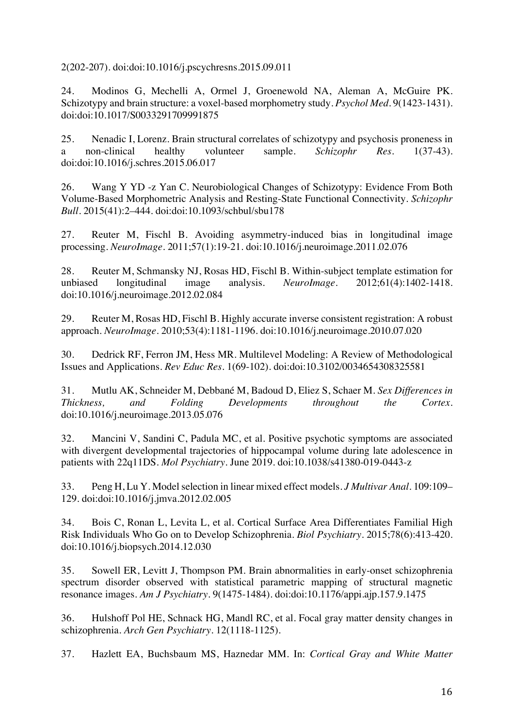2(202-207). doi:doi:10.1016/j.pscychresns.2015.09.011

24. Modinos G, Mechelli A, Ormel J, Groenewold NA, Aleman A, McGuire PK. Schizotypy and brain structure: a voxel-based morphometry study. *Psychol Med*. 9(1423-1431). doi:doi:10.1017/S0033291709991875

25. Nenadic I, Lorenz. Brain structural correlates of schizotypy and psychosis proneness in a non-clinical healthy volunteer sample. *Schizophr Res*. 1(37-43). doi:doi:10.1016/j.schres.2015.06.017

26. Wang Y YD -z Yan C. Neurobiological Changes of Schizotypy: Evidence From Both Volume-Based Morphometric Analysis and Resting-State Functional Connectivity. *Schizophr Bull*. 2015(41):2–444. doi:doi:10.1093/schbul/sbu178

27. Reuter M, Fischl B. Avoiding asymmetry-induced bias in longitudinal image processing. *NeuroImage*. 2011;57(1):19-21. doi:10.1016/j.neuroimage.2011.02.076

28. Reuter M, Schmansky NJ, Rosas HD, Fischl B. Within-subject template estimation for unbiased longitudinal image analysis. *NeuroImage*. 2012;61(4):1402-1418. doi:10.1016/j.neuroimage.2012.02.084

29. Reuter M, Rosas HD, Fischl B. Highly accurate inverse consistent registration: A robust approach. *NeuroImage*. 2010;53(4):1181-1196. doi:10.1016/j.neuroimage.2010.07.020

30. Dedrick RF, Ferron JM, Hess MR. Multilevel Modeling: A Review of Methodological Issues and Applications. *Rev Educ Res*. 1(69-102). doi:doi:10.3102/0034654308325581

31. Mutlu AK, Schneider M, Debbané M, Badoud D, Eliez S, Schaer M. *Sex Differences in Thickness, and Folding Developments throughout the Cortex*. doi:10.1016/j.neuroimage.2013.05.076

32. Mancini V, Sandini C, Padula MC, et al. Positive psychotic symptoms are associated with divergent developmental trajectories of hippocampal volume during late adolescence in patients with 22q11DS. *Mol Psychiatry*. June 2019. doi:10.1038/s41380-019-0443-z

33. Peng H, Lu Y. Model selection in linear mixed effect models. *J Multivar Anal*. 109:109–129. doi:doi:10.1016/j.jmva.2012.02.005

34. Bois C, Ronan L, Levita L, et al. Cortical Surface Area Differentiates Familial High Risk Individuals Who Go on to Develop Schizophrenia. *Biol Psychiatry*. 2015;78(6):413-420. doi:10.1016/j.biopsych.2014.12.030

35. Sowell ER, Levitt J, Thompson PM. Brain abnormalities in early-onset schizophrenia spectrum disorder observed with statistical parametric mapping of structural magnetic resonance images. *Am J Psychiatry*. 9(1475-1484). doi:doi:10.1176/appi.ajp.157.9.1475

36. Hulshoff Pol HE, Schnack HG, Mandl RC, et al. Focal gray matter density changes in schizophrenia. *Arch Gen Psychiatry*. 12(1118-1125).

37. Hazlett EA, Buchsbaum MS, Haznedar MM. In: *Cortical Gray and White Matter*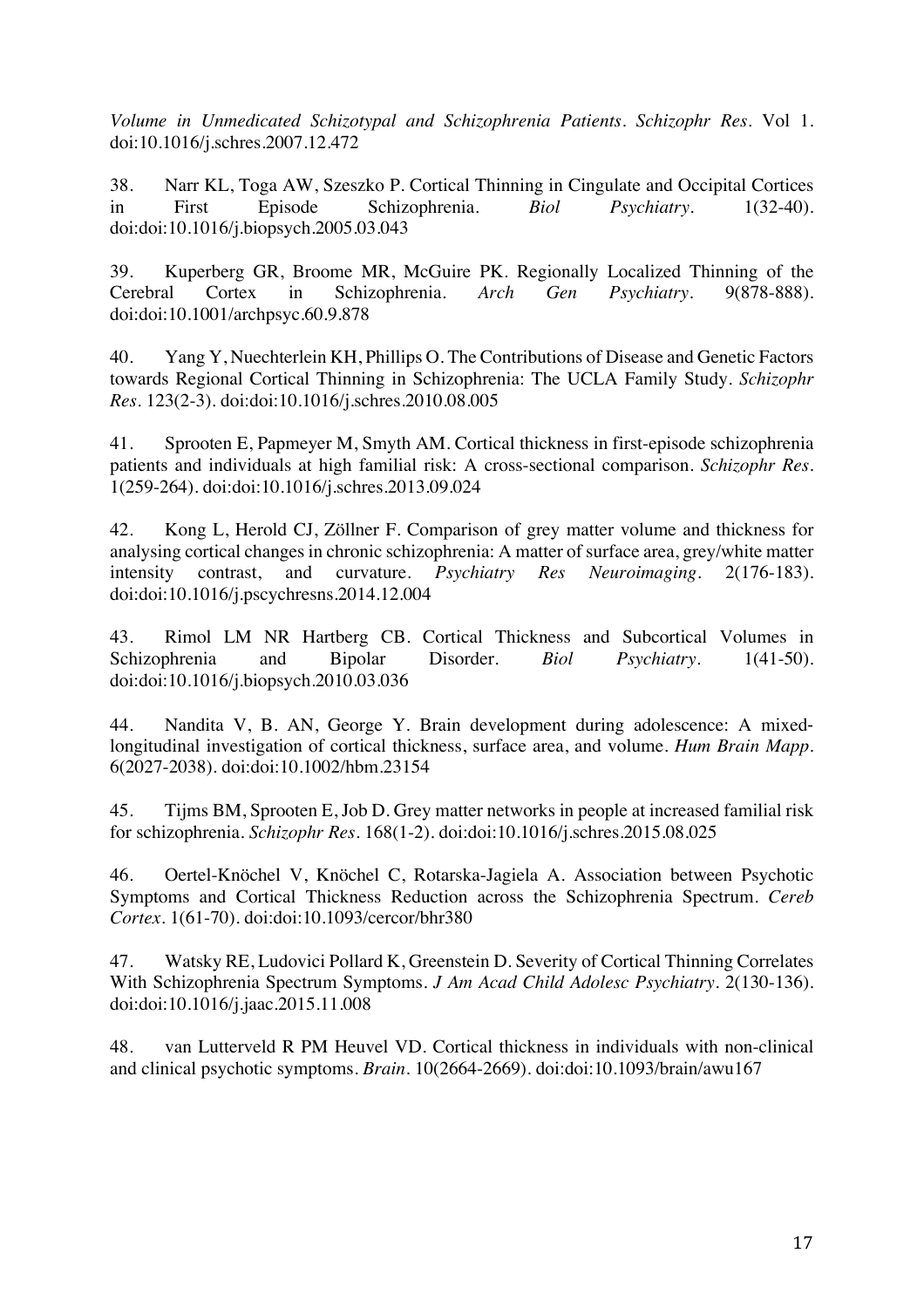*Volume in Unmedicated Schizotypal and Schizophrenia Patients*. *Schizophr Res*. Vol 1. doi:10.1016/j.schres.2007.12.472

38. Narr KL, Toga AW, Szeszko P. Cortical Thinning in Cingulate and Occipital Cortices in First Episode Schizophrenia. *Biol Psychiatry*. 1(32-40). doi:doi:10.1016/j.biopsych.2005.03.043

39. Kuperberg GR, Broome MR, McGuire PK. Regionally Localized Thinning of the Cerebral Cortex in Schizophrenia. *Arch Gen Psychiatry*. 9(878-888). doi:doi:10.1001/archpsyc.60.9.878

40. Yang Y, Nuechterlein KH, Phillips O. The Contributions of Disease and Genetic Factors towards Regional Cortical Thinning in Schizophrenia: The UCLA Family Study. *Schizophr Res*. 123(2-3). doi:doi:10.1016/j.schres.2010.08.005

41. Sprooten E, Papmeyer M, Smyth AM. Cortical thickness in first-episode schizophrenia patients and individuals at high familial risk: A cross-sectional comparison. *Schizophr Res*. 1(259-264). doi:doi:10.1016/j.schres.2013.09.024

42. Kong L, Herold CJ, Zöllner F. Comparison of grey matter volume and thickness for analysing cortical changes in chronic schizophrenia: A matter of surface area, grey/white matter intensity contrast, and curvature. *Psychiatry Res Neuroimaging*. 2(176-183). doi:doi:10.1016/j.pscychresns.2014.12.004

43. Rimol LM NR Hartberg CB. Cortical Thickness and Subcortical Volumes in Schizophrenia and Bipolar Disorder. *Biol Psychiatry*. 1(41-50). doi:doi:10.1016/j.biopsych.2010.03.036

44. Nandita V, B. AN, George Y. Brain development during adolescence: A mixed-longitudinal investigation of cortical thickness, surface area, and volume. *Hum Brain Mapp*. 6(2027-2038). doi:doi:10.1002/hbm.23154

45. Tijms BM, Sprooten E, Job D. Grey matter networks in people at increased familial risk for schizophrenia. *Schizophr Res*. 168(1-2). doi:doi:10.1016/j.schres.2015.08.025

46. Oertel-Knöchel V, Knöchel C, Rotarska-Jagiela A. Association between Psychotic Symptoms and Cortical Thickness Reduction across the Schizophrenia Spectrum. *Cereb Cortex*. 1(61-70). doi:doi:10.1093/cercor/bhr380

47. Watsky RE, Ludovici Pollard K, Greenstein D. Severity of Cortical Thinning Correlates With Schizophrenia Spectrum Symptoms. *J Am Acad Child Adolesc Psychiatry*. 2(130-136). doi:doi:10.1016/j.jaac.2015.11.008

48. van Lutterveld R PM Heuvel VD. Cortical thickness in individuals with non-clinical and clinical psychotic symptoms. *Brain*. 10(2664-2669). doi:doi:10.1093/brain/awu167